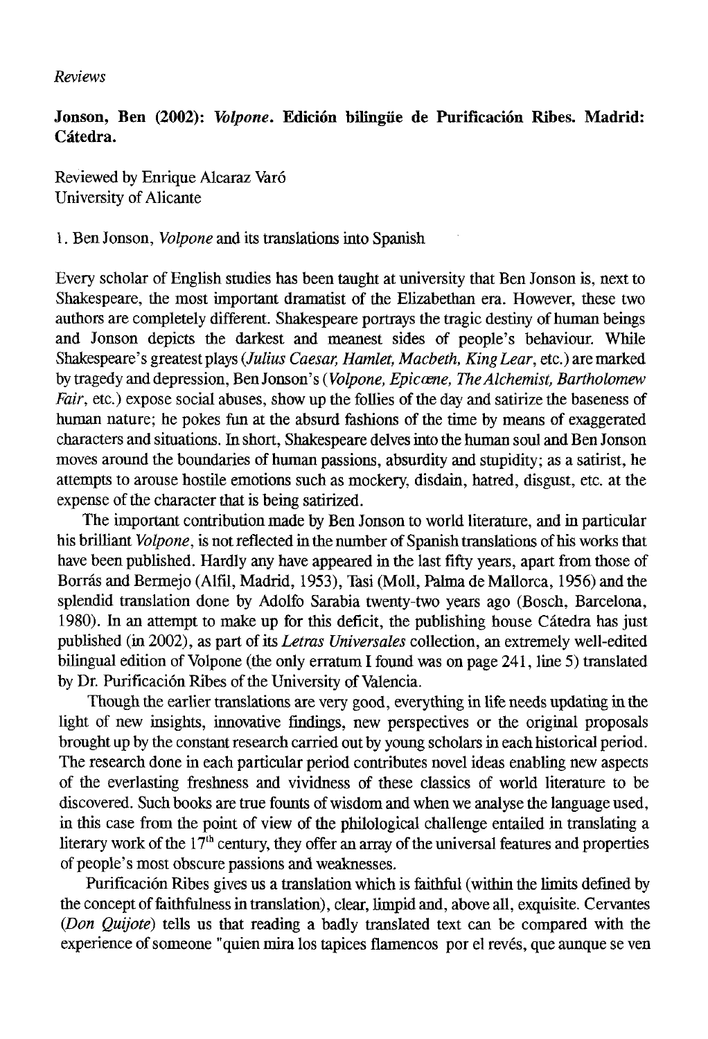*Reviews*

**Jonson, Ben (2002): *Volpone*. Edición bilingüe de Purificación Ribes. Madrid: Cátedra.**

Reviewed by Enrique Alcaraz Varó
University of Alicante

1. Ben Jonson, *Volpone* and its translations into Spanish

Every scholar of English studies has been taught at university that Ben Jonson is, next to Shakespeare, the most important dramatist of the Elizabethan era. However, these two authors are completely different. Shakespeare portrays the tragic destiny of human beings and Jonson depicts the darkest and meanest sides of people's behaviour. While Shakespeare's greatest plays (*Julius Caesar, Hamlet, Macbeth, King Lear*, etc.) are marked by tragedy and depression, Ben Jonson's (*Volpone, Epicœne, The Alchemist, Bartholomew Fair*, etc.) expose social abuses, show up the follies of the day and satirize the baseness of human nature; he pokes fun at the absurd fashions of the time by means of exaggerated characters and situations. In short, Shakespeare delves into the human soul and Ben Jonson moves around the boundaries of human passions, absurdity and stupidity; as a satirist, he attempts to arouse hostile emotions such as mockery, disdain, hatred, disgust, etc. at the expense of the character that is being satirized.

The important contribution made by Ben Jonson to world literature, and in particular his brilliant *Volpone*, is not reflected in the number of Spanish translations of his works that have been published. Hardly any have appeared in the last fifty years, apart from those of Borrás and Bermejo (Alfil, Madrid, 1953), Tasi (Moll, Palma de Mallorca, 1956) and the splendid translation done by Adolfo Sarabia twenty-two years ago (Bosch, Barcelona, 1980). In an attempt to make up for this deficit, the publishing house Cátedra has just published (in 2002), as part of its *Letras Universales* collection, an extremely well-edited bilingual edition of Volpone (the only erratum I found was on page 241, line 5) translated by Dr. Purificación Ribes of the University of Valencia.

Though the earlier translations are very good, everything in life needs updating in the light of new insights, innovative findings, new perspectives or the original proposals brought up by the constant research carried out by young scholars in each historical period. The research done in each particular period contributes novel ideas enabling new aspects of the everlasting freshness and vividness of these classics of world literature to be discovered. Such books are true founts of wisdom and when we analyse the language used, in this case from the point of view of the philological challenge entailed in translating a literary work of the 17th century, they offer an array of the universal features and properties of people's most obscure passions and weaknesses.

Purificación Ribes gives us a translation which is faithful (within the limits defined by the concept of faithfulness in translation), clear, limpid and, above all, exquisite. Cervantes (*Don Quijote*) tells us that reading a badly translated text can be compared with the experience of someone "quien mira los tapices flamencos por el revés, que aunque se ven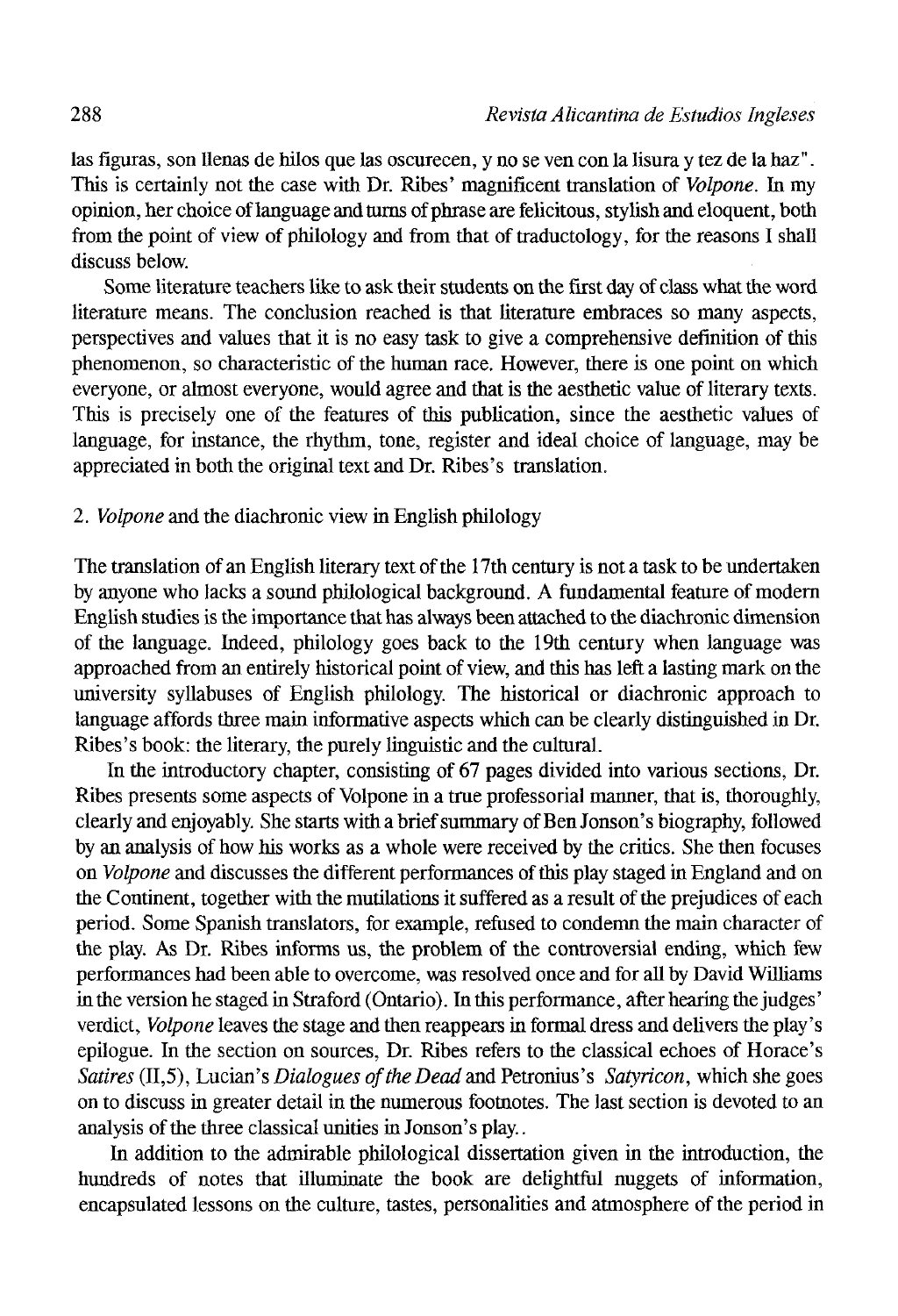las figuras, son llenas de hilos que las oscurecen, y no se ven con la lisura y tez de la haz". This is certainly not the case with Dr. Ribes' magnificent translation of *Volpone*. In my opinion, her choice of language and turns of phrase are felicitous, stylish and eloquent, both from the point of view of philology and from that of traductology, for the reasons I shall discuss below.

Some literature teachers like to ask their students on the first day of class what the word literature means. The conclusion reached is that literature embraces so many aspects, perspectives and values that it is no easy task to give a comprehensive definition of this phenomenon, so characteristic of the human race. However, there is one point on which everyone, or almost everyone, would agree and that is the aesthetic value of literary texts. This is precisely one of the features of this publication, since the aesthetic values of language, for instance, the rhythm, tone, register and ideal choice of language, may be appreciated in both the original text and Dr. Ribes's translation.

## 2. *Volpone* and the diachronic view in English philology

The translation of an English literary text of the 17th century is not a task to be undertaken by anyone who lacks a sound philological background. A fundamental feature of modern English studies is the importance that has always been attached to the diachronic dimension of the language. Indeed, philology goes back to the 19th century when language was approached from an entirely historical point of view, and this has left a lasting mark on the university syllabuses of English philology. The historical or diachronic approach to language affords three main informative aspects which can be clearly distinguished in Dr. Ribes's book: the literary, the purely linguistic and the cultural.

In the introductory chapter, consisting of 67 pages divided into various sections, Dr. Ribes presents some aspects of Volpone in a true professorial manner, that is, thoroughly, clearly and enjoyably. She starts with a brief summary of Ben Jonson's biography, followed by an analysis of how his works as a whole were received by the critics. She then focuses on *Volpone* and discusses the different performances of this play staged in England and on the Continent, together with the mutilations it suffered as a result of the prejudices of each period. Some Spanish translators, for example, refused to condemn the main character of the play. As Dr. Ribes informs us, the problem of the controversial ending, which few performances had been able to overcome, was resolved once and for all by David Williams in the version he staged in Straford (Ontario). In this performance, after hearing the judges' verdict, *Volpone* leaves the stage and then reappears in formal dress and delivers the play's epilogue. In the section on sources, Dr. Ribes refers to the classical echoes of Horace's *Satires* (II,5), Lucian's *Dialogues of the Dead* and Petronius's *Satyricon*, which she goes on to discuss in greater detail in the numerous footnotes. The last section is devoted to an analysis of the three classical unities in Jonson's play..

In addition to the admirable philological dissertation given in the introduction, the hundreds of notes that illuminate the book are delightful nuggets of information, encapsulated lessons on the culture, tastes, personalities and atmosphere of the period in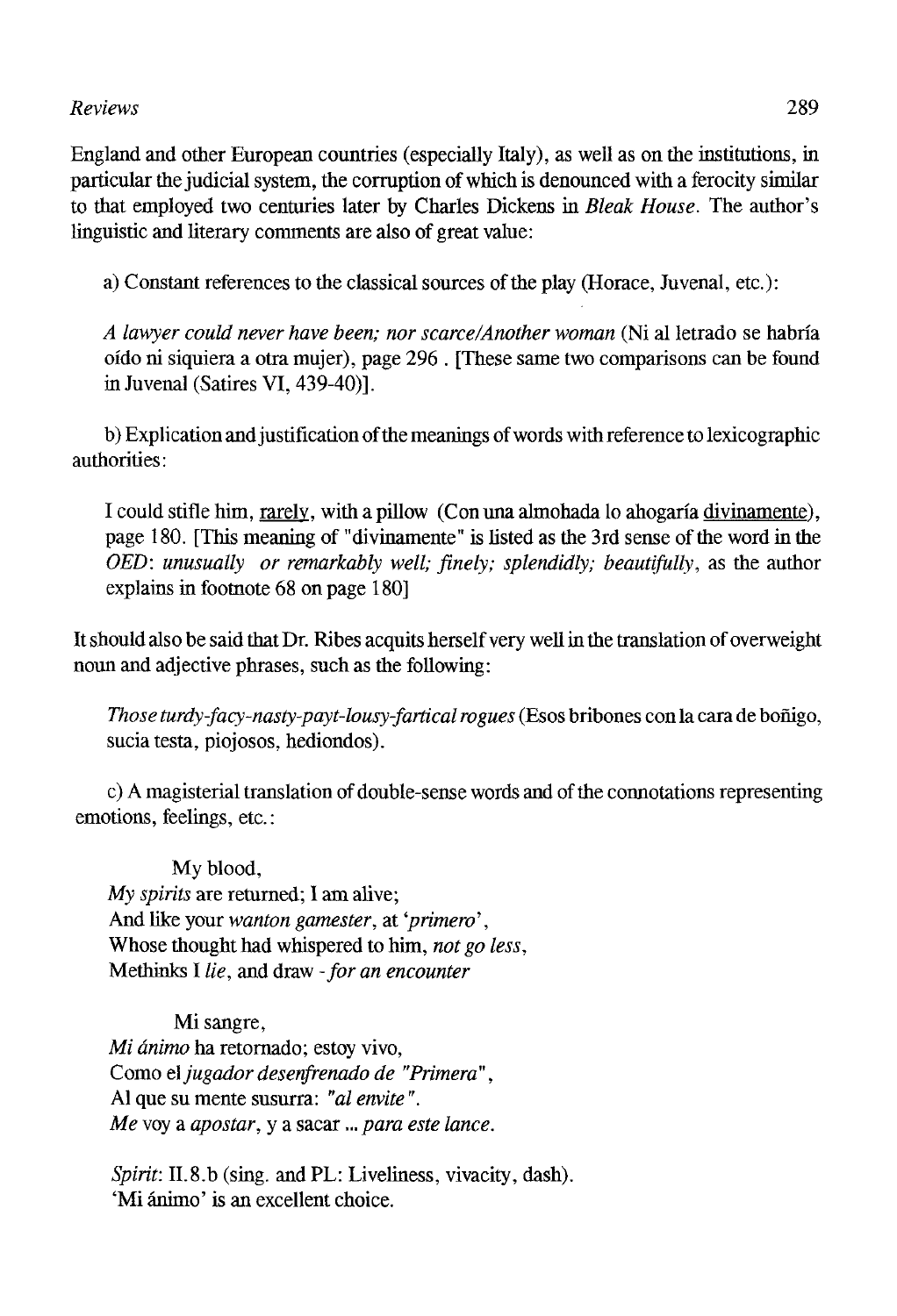England and other European countries (especially Italy), as well as on the institutions, in particular the judicial system, the corruption of which is denounced with a ferocity similar to that employed two centuries later by Charles Dickens in *Bleak House*. The author's linguistic and literary comments are also of great value:

a) Constant references to the classical sources of the play (Horace, Juvenal, etc.):

> *A lawyer could never have been; nor scarce/Another woman* (Ni al letrado se habría oído ni siquiera a otra mujer), page 296 . [These same two comparisons can be found in Juvenal (Satires VI, 439-40)].

b) Explication and justification of the meanings of words with reference to lexicographic authorities:

> I could stifle him, <u>rarely</u>, with a pillow (Con una almohada lo ahogaría <u>divinamente</u>), page 180. [This meaning of "divinamente" is listed as the 3rd sense of the word in the *OED*: *unusually or remarkably well; finely; splendidly; beautifully*, as the author explains in footnote 68 on page 180]

It should also be said that Dr. Ribes acquits herself very well in the translation of overweight noun and adjective phrases, such as the following:

> *Those turdy-facy-nasty-payt-lousy-fartical rogues* (Esos bribones con la cara de boñigo, sucia testa, piojosos, hediondos).

c) A magisterial translation of double-sense words and of the connotations representing emotions, feelings, etc.:

> My blood,
> *My spirits* are returned; I am alive;
> And like your *wanton gamester*, at '*primero*',
> Whose thought had whispered to him, *not go less*,
> Methinks I *lie*, and draw - *for an encounter*
>
> Mi sangre,
> *Mi ánimo* ha retornado; estoy vivo,
> Como el *jugador desenfrenado de "Primera"*,
> Al que su mente susurra: *"al envite"*.
> *Me* voy a *apostar*, y a sacar ... *para este lance*.
>
> *Spirit*: II.8.b (sing. and PL: Liveliness, vivacity, dash).
> 'Mi ánimo' is an excellent choice.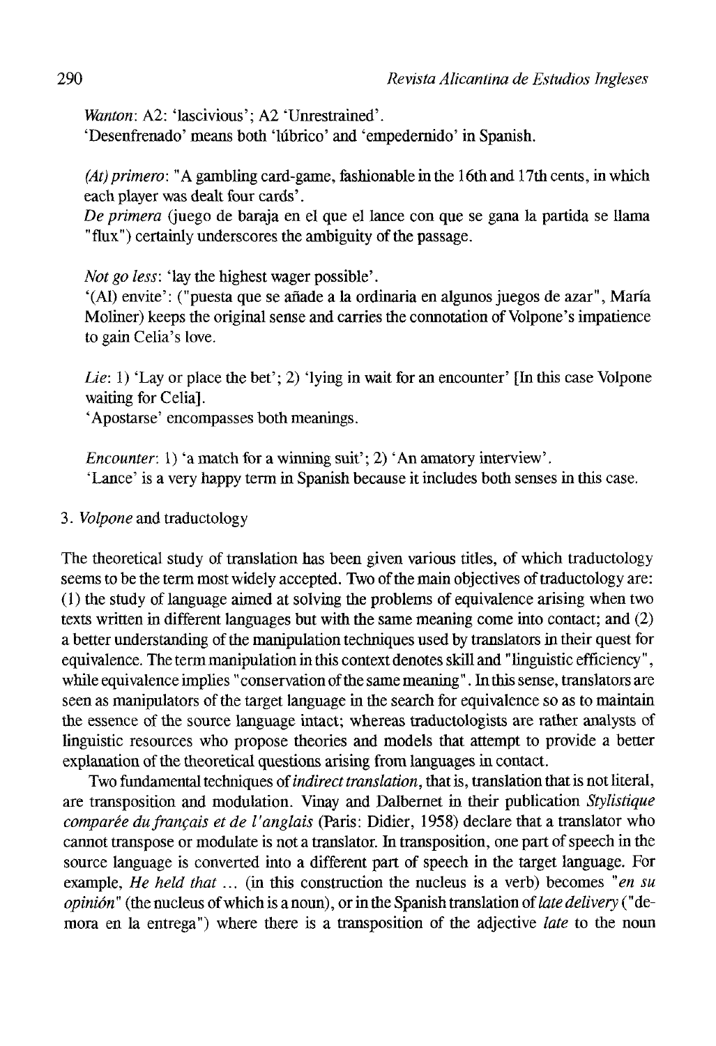*Wanton*: A2: 'lascivious'; A2 'Unrestrained'.
'Desenfrenado' means both 'lúbrico' and 'empedernido' in Spanish.

*(At) primero*: "A gambling card-game, fashionable in the 16th and 17th cents, in which each player was dealt four cards'.
*De primera* (juego de baraja en el que el lance con que se gana la partida se llama "flux") certainly underscores the ambiguity of the passage.

*Not go less*: 'lay the highest wager possible'.
'(Al) envite': ("puesta que se añade a la ordinaria en algunos juegos de azar", María Moliner) keeps the original sense and carries the connotation of Volpone's impatience to gain Celia's love.

*Lie*: 1) 'Lay or place the bet'; 2) 'lying in wait for an encounter' [In this case Volpone waiting for Celia].
'Apostarse' encompasses both meanings.

*Encounter*: 1) 'a match for a winning suit'; 2) 'An amatory interview'.
'Lance' is a very happy term in Spanish because it includes both senses in this case.

## 3. *Volpone* and traductology

The theoretical study of translation has been given various titles, of which traductology seems to be the term most widely accepted. Two of the main objectives of traductology are: (1) the study of language aimed at solving the problems of equivalence arising when two texts written in different languages but with the same meaning come into contact; and (2) a better understanding of the manipulation techniques used by translators in their quest for equivalence. The term manipulation in this context denotes skill and "linguistic efficiency", while equivalence implies "conservation of the same meaning". In this sense, translators are seen as manipulators of the target language in the search for equivalence so as to maintain the essence of the source language intact; whereas traductologists are rather analysts of linguistic resources who propose theories and models that attempt to provide a better explanation of the theoretical questions arising from languages in contact.

Two fundamental techniques of *indirect translation*, that is, translation that is not literal, are transposition and modulation. Vinay and Dalbernet in their publication *Stylistique comparée du français et de l'anglais* (Paris: Didier, 1958) declare that a translator who cannot transpose or modulate is not a translator. In transposition, one part of speech in the source language is converted into a different part of speech in the target language. For example, *He held that* ... (in this construction the nucleus is a verb) becomes "*en su opinión*" (the nucleus of which is a noun), or in the Spanish translation of *late delivery* ("demora en la entrega") where there is a transposition of the adjective *late* to the noun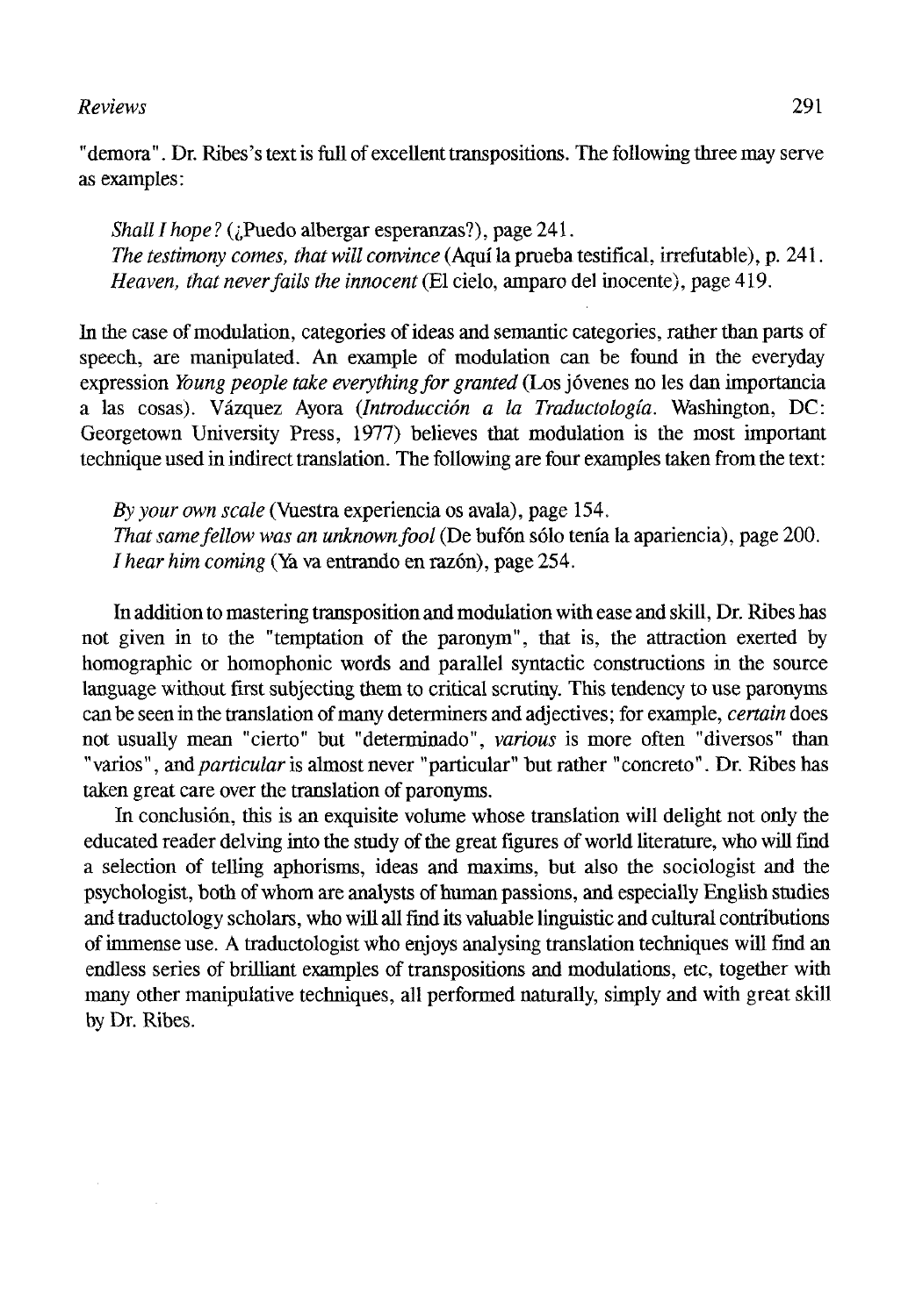"demora". Dr. Ribes's text is full of excellent transpositions. The following three may serve as examples:

*Shall I hope?* (¿Puedo albergar esperanzas?), page 241.
*The testimony comes, that will convince* (Aquí la prueba testifical, irrefutable), p. 241.
*Heaven, that never fails the innocent* (El cielo, amparo del inocente), page 419.

In the case of modulation, categories of ideas and semantic categories, rather than parts of speech, are manipulated. An example of modulation can be found in the everyday expression *Young people take everything for granted* (Los jóvenes no les dan importancia a las cosas). Vázquez Ayora (*Introducción a la Traductología*. Washington, DC: Georgetown University Press, 1977) believes that modulation is the most important technique used in indirect translation. The following are four examples taken from the text:

*By your own scale* (Vuestra experiencia os avala), page 154.
*That same fellow was an unknown fool* (De bufón sólo tenía la apariencia), page 200.
*I hear him coming* (Ya va entrando en razón), page 254.

In addition to mastering transposition and modulation with ease and skill, Dr. Ribes has not given in to the "temptation of the paronym", that is, the attraction exerted by homographic or homophonic words and parallel syntactic constructions in the source language without first subjecting them to critical scrutiny. This tendency to use paronyms can be seen in the translation of many determiners and adjectives; for example, *certain* does not usually mean "cierto" but "determinado", *various* is more often "diversos" than "varios", and *particular* is almost never "particular" but rather "concreto". Dr. Ribes has taken great care over the translation of paronyms.

In conclusión, this is an exquisite volume whose translation will delight not only the educated reader delving into the study of the great figures of world literature, who will find a selection of telling aphorisms, ideas and maxims, but also the sociologist and the psychologist, both of whom are analysts of human passions, and especially English studies and traductology scholars, who will all find its valuable linguistic and cultural contributions of immense use. A traductologist who enjoys analysing translation techniques will find an endless series of brilliant examples of transpositions and modulations, etc, together with many other manipulative techniques, all performed naturally, simply and with great skill by Dr. Ribes.